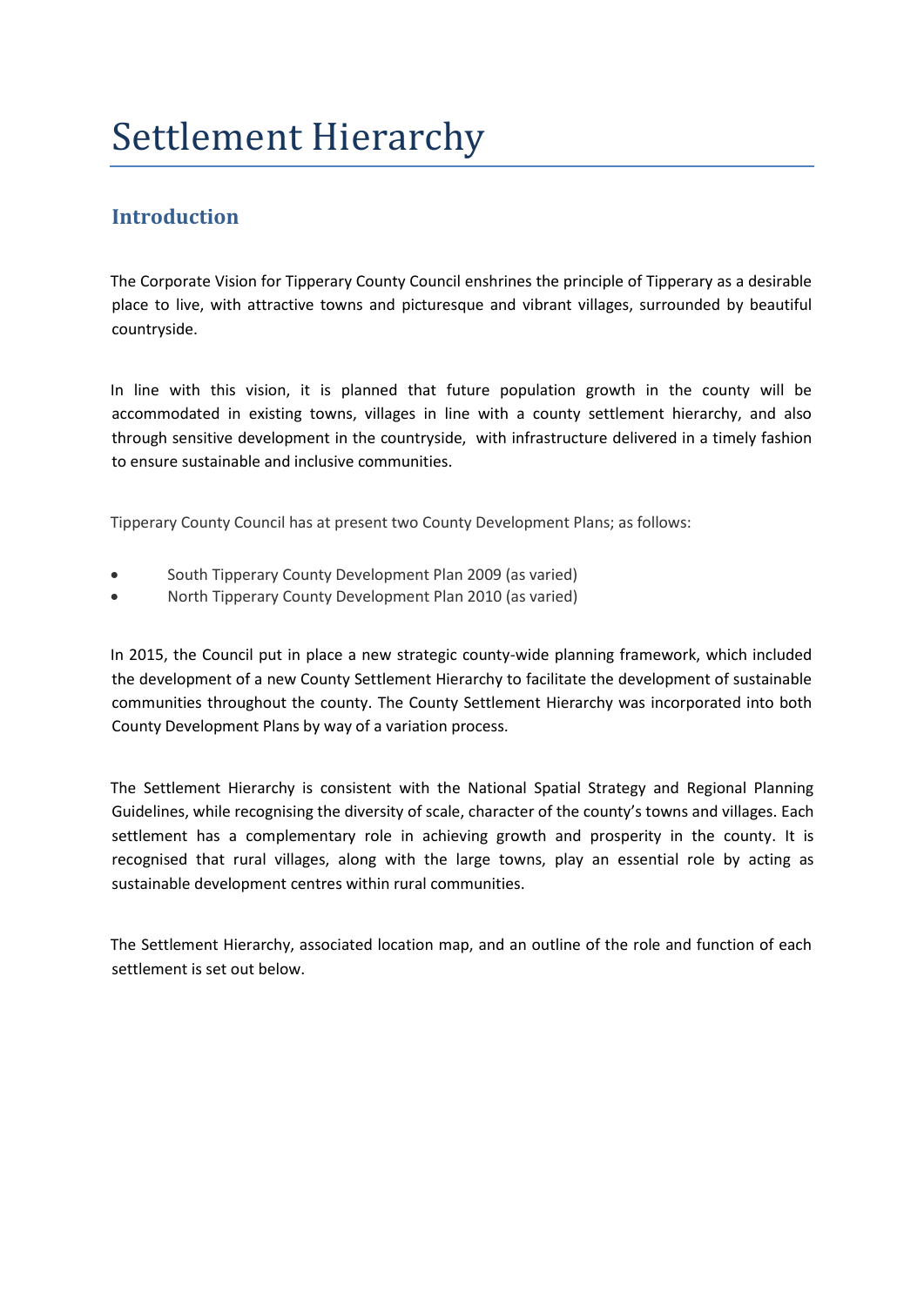# Settlement Hierarchy

## Introduction

The Corporate Vision for Tipperary County Council enshrines the principle of Tipperary as a desirable place to live, with attractive towns and picturesque and vibrant villages, surrounded by beautiful countryside.

In line with this vision, it is planned that future population growth in the county will be accommodated in existing towns, villages in line with a county settlement hierarchy, and also through sensitive development in the countryside, with infrastructure delivered in a timely fashion to ensure sustainable and inclusive communities.

Tipperary County Council has at present two County Development Plans; as follows:

- South Tipperary County Development Plan 2009 (as varied)
- North Tipperary County Development Plan 2010 (as varied)

In 2015, the Council put in place a new strategic county-wide planning framework, which included the development of a new County Settlement Hierarchy to facilitate the development of sustainable communities throughout the county. The County Settlement Hierarchy was incorporated into both County Development Plans by way of a variation process.

The Settlement Hierarchy is consistent with the National Spatial Strategy and Regional Planning Guidelines, while recognising the diversity of scale, character of the county's towns and villages. Each settlement has a complementary role in achieving growth and prosperity in the county. It is recognised that rural villages, along with the large towns, play an essential role by acting as sustainable development centres within rural communities.

The Settlement Hierarchy, associated location map, and an outline of the role and function of each settlement is set out below.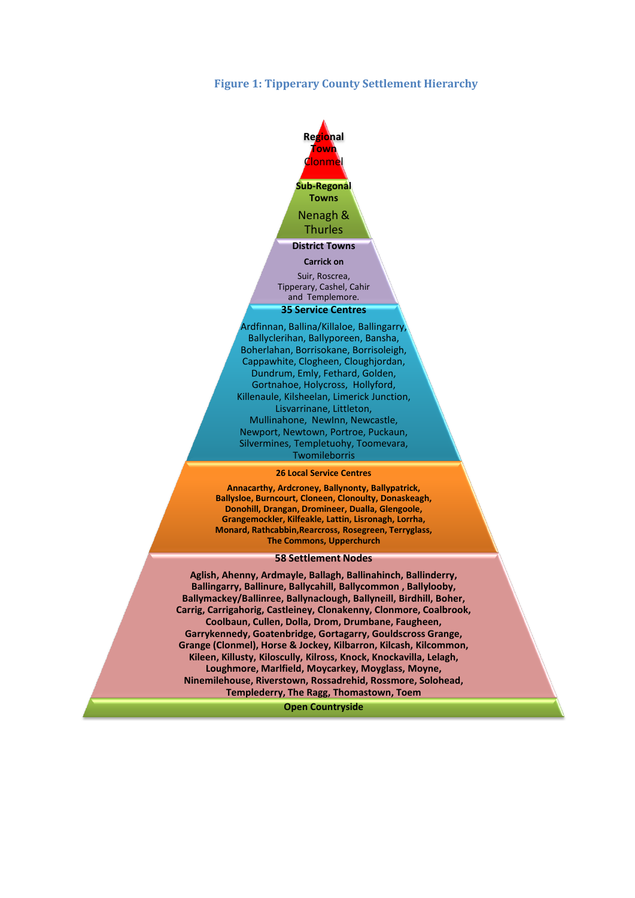**Figure 1: Tipperary County Settlement Hierarchy**

**Regional Town**
Clonmel

**Sub-Regonal Towns**
Nenagh & Thurles

**District Towns**
Carrick on Suir, Roscrea, Tipperary, Cashel, Cahir and Templemore.

**35 Service Centres**
Ardfinnan, Ballina/Killaloe, Ballingarry, Ballyclerihan, Ballyporeen, Bansha, Boherlahan, Borrisokane, Borrisoleigh, Cappawhite, Clogheen, Cloughjordan, Dundrum, Emly, Fethard, Golden, Gortnahoe, Holycross, Hollyford, Killenaule, Kilsheelan, Limerick Junction, Lisvarrinane, Littleton, Mullinahone, NewInn, Newcastle, Newport, Newtown, Portroe, Puckaun, Silvermines, Templetuohy, Toomevara, Twomileborris

**26 Local Service Centres**
Annacarthy, Ardcroney, Ballynonty, Ballypatrick, Ballysloe, Burncourt, Cloneen, Clonoulty, Donaskeagh, Donohill, Drangan, Dromineer, Dualla, Glengoole, Grangemockler, Kilfeakle, Lattin, Lisronagh, Lorrha, Monard, Rathcabbin,Rearcross, Rosegreen, Terryglass, The Commons, Upperchurch

**58 Settlement Nodes**
Aglish, Ahenny, Ardmayle, Ballagh, Ballinahinch, Ballinderry, Ballingarry, Ballinure, Ballycahill, Ballycommon , Ballylooby, Ballymackey/Ballinree, Ballynaclough, Ballyneill, Birdhill, Boher, Carrig, Carrigahorig, Castleiney, Clonakenny, Clonmore, Coalbrook, Coolbaun, Cullen, Dolla, Drom, Drumbane, Faugheen, Garrykennedy, Goatenbridge, Gortagarry, Gouldscross Grange, Grange (Clonmel), Horse & Jockey, Kilbarron, Kilcash, Kilcommon, Kileen, Killusty, Kiloscully, Kilross, Knock, Knockavilla, Lelagh, Loughmore, Marlfield, Moycarkey, Moyglass, Moyne, Ninemilehouse, Riverstown, Rossadrehid, Rossmore, Solohead, Templederry, The Ragg, Thomastown, Toem

**Open Countryside**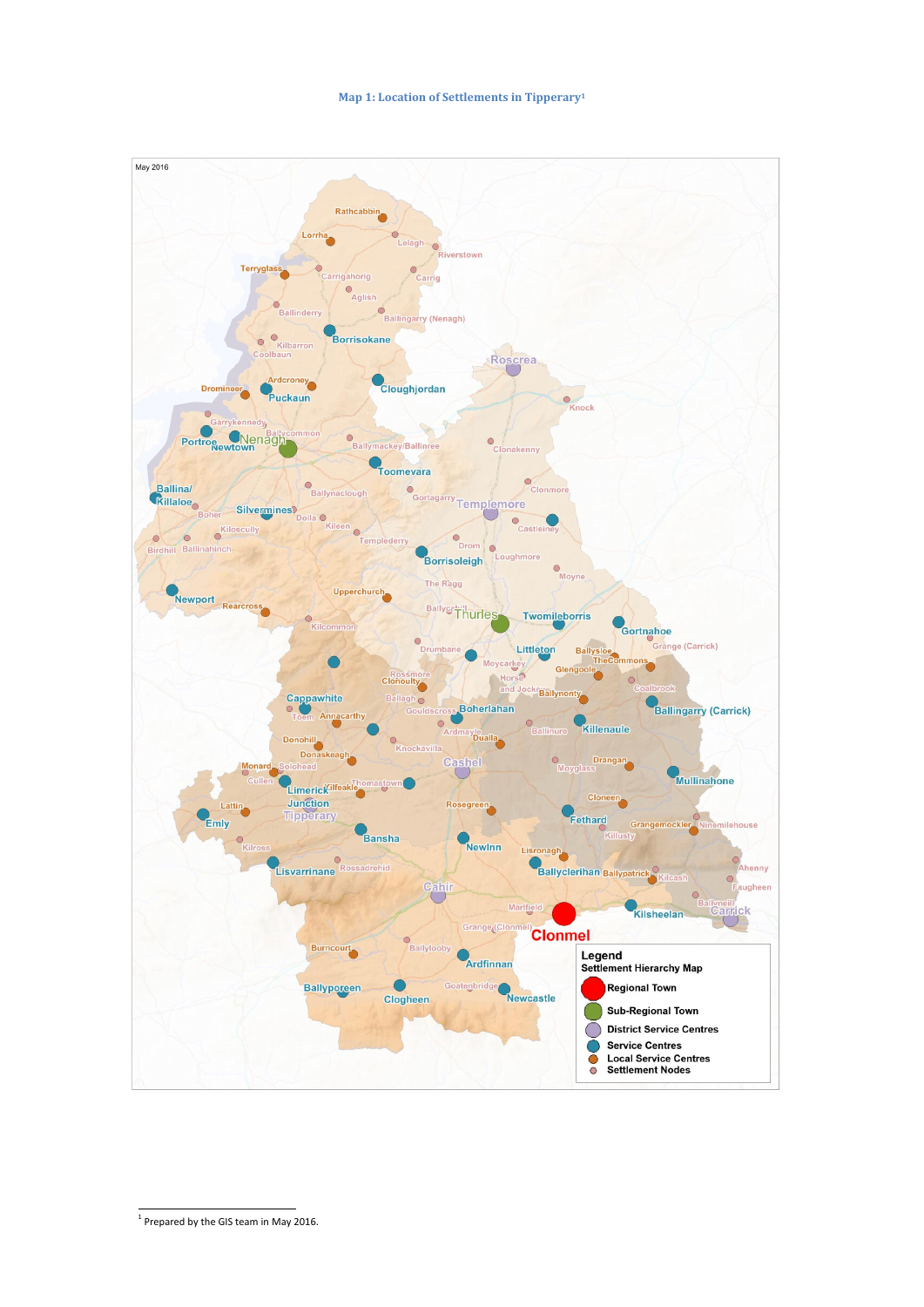**Map 1: Location of Settlements in Tipperary[1]**

May 2016

**Legend**
Settlement Hierarchy Map
- Regional Town
- Sub-Regional Town
- District Service Centres
- Service Centres
- Local Service Centres
- Settlement Nodes

[1] Prepared by the GIS team in May 2016.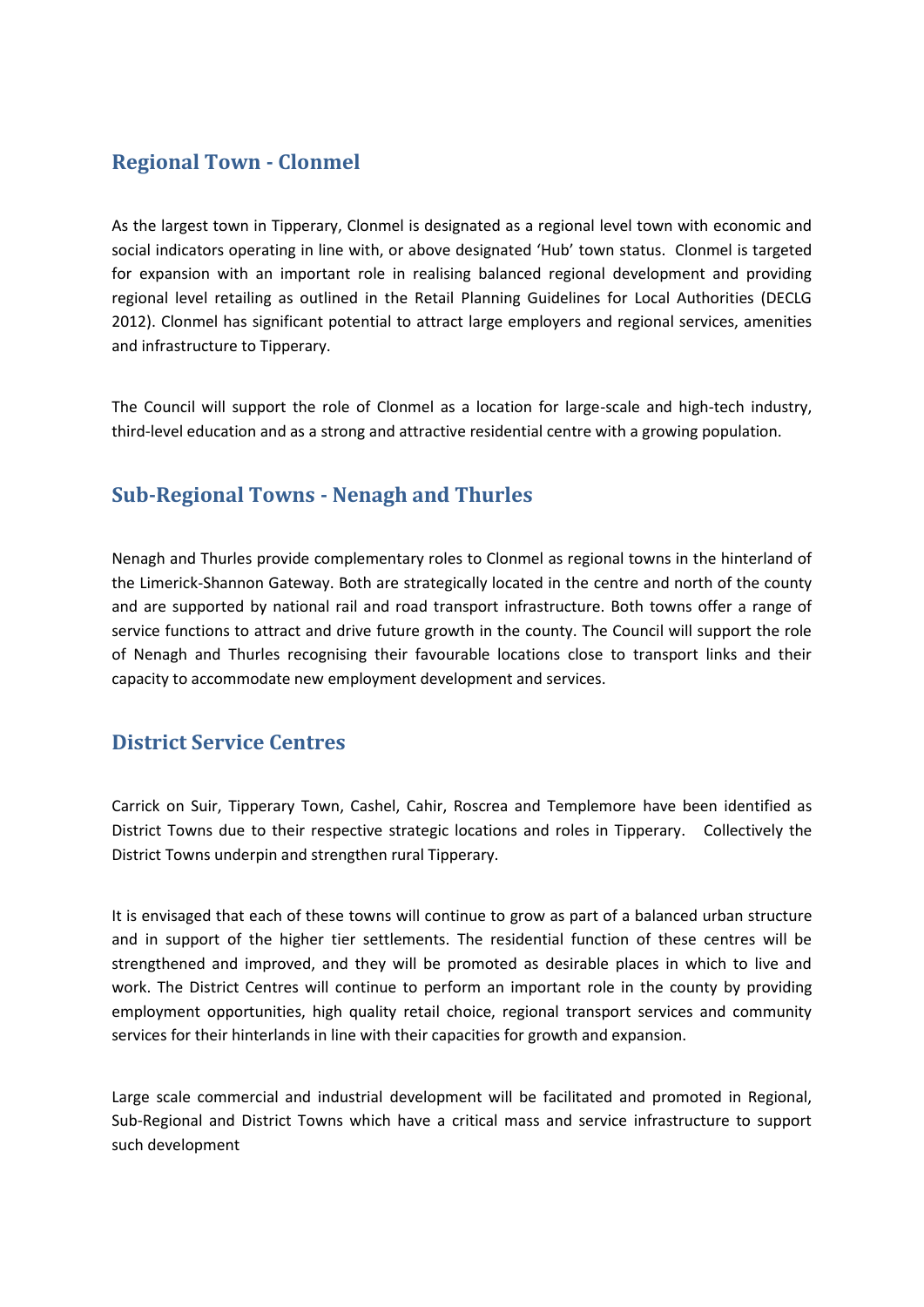## Regional Town - Clonmel

As the largest town in Tipperary, Clonmel is designated as a regional level town with economic and social indicators operating in line with, or above designated 'Hub' town status. Clonmel is targeted for expansion with an important role in realising balanced regional development and providing regional level retailing as outlined in the Retail Planning Guidelines for Local Authorities (DECLG 2012). Clonmel has significant potential to attract large employers and regional services, amenities and infrastructure to Tipperary.

The Council will support the role of Clonmel as a location for large-scale and high-tech industry, third-level education and as a strong and attractive residential centre with a growing population.

## Sub-Regional Towns - Nenagh and Thurles

Nenagh and Thurles provide complementary roles to Clonmel as regional towns in the hinterland of the Limerick-Shannon Gateway. Both are strategically located in the centre and north of the county and are supported by national rail and road transport infrastructure. Both towns offer a range of service functions to attract and drive future growth in the county. The Council will support the role of Nenagh and Thurles recognising their favourable locations close to transport links and their capacity to accommodate new employment development and services.

## District Service Centres

Carrick on Suir, Tipperary Town, Cashel, Cahir, Roscrea and Templemore have been identified as District Towns due to their respective strategic locations and roles in Tipperary. Collectively the District Towns underpin and strengthen rural Tipperary.

It is envisaged that each of these towns will continue to grow as part of a balanced urban structure and in support of the higher tier settlements. The residential function of these centres will be strengthened and improved, and they will be promoted as desirable places in which to live and work. The District Centres will continue to perform an important role in the county by providing employment opportunities, high quality retail choice, regional transport services and community services for their hinterlands in line with their capacities for growth and expansion.

Large scale commercial and industrial development will be facilitated and promoted in Regional, Sub-Regional and District Towns which have a critical mass and service infrastructure to support such development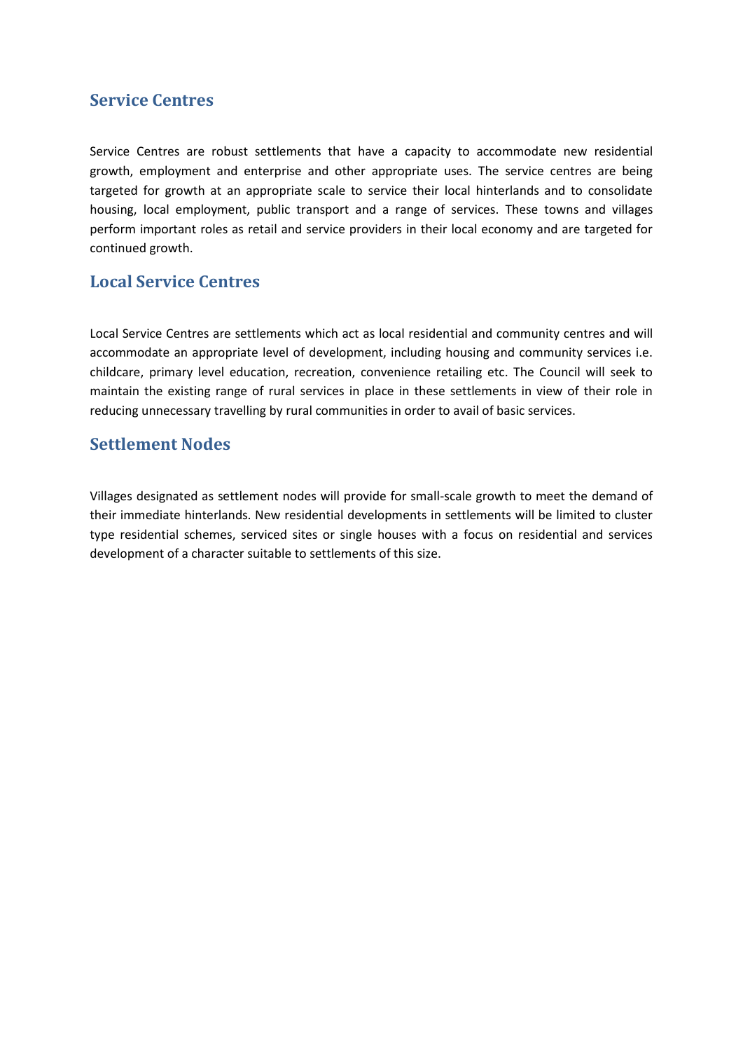## Service Centres

Service Centres are robust settlements that have a capacity to accommodate new residential growth, employment and enterprise and other appropriate uses. The service centres are being targeted for growth at an appropriate scale to service their local hinterlands and to consolidate housing, local employment, public transport and a range of services. These towns and villages perform important roles as retail and service providers in their local economy and are targeted for continued growth.

## Local Service Centres

Local Service Centres are settlements which act as local residential and community centres and will accommodate an appropriate level of development, including housing and community services i.e. childcare, primary level education, recreation, convenience retailing etc. The Council will seek to maintain the existing range of rural services in place in these settlements in view of their role in reducing unnecessary travelling by rural communities in order to avail of basic services.

## Settlement Nodes

Villages designated as settlement nodes will provide for small-scale growth to meet the demand of their immediate hinterlands. New residential developments in settlements will be limited to cluster type residential schemes, serviced sites or single houses with a focus on residential and services development of a character suitable to settlements of this size.